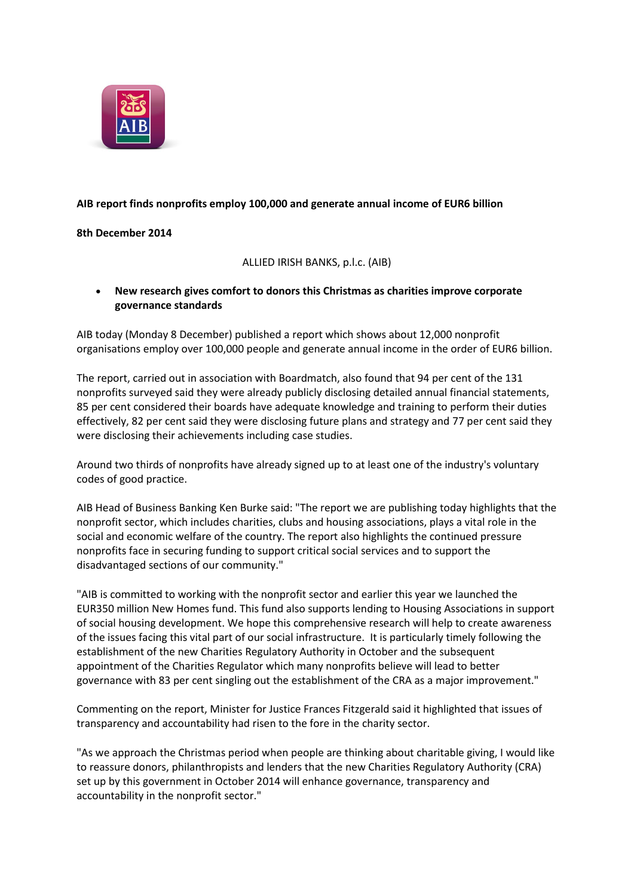**AIB report finds nonprofits employ 100,000 and generate annual income of EUR6 billion**

**8th December 2014**

ALLIED IRISH BANKS, p.l.c. (AIB)

- **New research gives comfort to donors this Christmas as charities improve corporate governance standards**

AIB today (Monday 8 December) published a report which shows about 12,000 nonprofit organisations employ over 100,000 people and generate annual income in the order of EUR6 billion.

The report, carried out in association with Boardmatch, also found that 94 per cent of the 131 nonprofits surveyed said they were already publicly disclosing detailed annual financial statements, 85 per cent considered their boards have adequate knowledge and training to perform their duties effectively, 82 per cent said they were disclosing future plans and strategy and 77 per cent said they were disclosing their achievements including case studies.

Around two thirds of nonprofits have already signed up to at least one of the industry's voluntary codes of good practice.

AIB Head of Business Banking Ken Burke said: "The report we are publishing today highlights that the nonprofit sector, which includes charities, clubs and housing associations, plays a vital role in the social and economic welfare of the country. The report also highlights the continued pressure nonprofits face in securing funding to support critical social services and to support the disadvantaged sections of our community."

"AIB is committed to working with the nonprofit sector and earlier this year we launched the EUR350 million New Homes fund. This fund also supports lending to Housing Associations in support of social housing development. We hope this comprehensive research will help to create awareness of the issues facing this vital part of our social infrastructure. It is particularly timely following the establishment of the new Charities Regulatory Authority in October and the subsequent appointment of the Charities Regulator which many nonprofits believe will lead to better governance with 83 per cent singling out the establishment of the CRA as a major improvement."

Commenting on the report, Minister for Justice Frances Fitzgerald said it highlighted that issues of transparency and accountability had risen to the fore in the charity sector.

"As we approach the Christmas period when people are thinking about charitable giving, I would like to reassure donors, philanthropists and lenders that the new Charities Regulatory Authority (CRA) set up by this government in October 2014 will enhance governance, transparency and accountability in the nonprofit sector."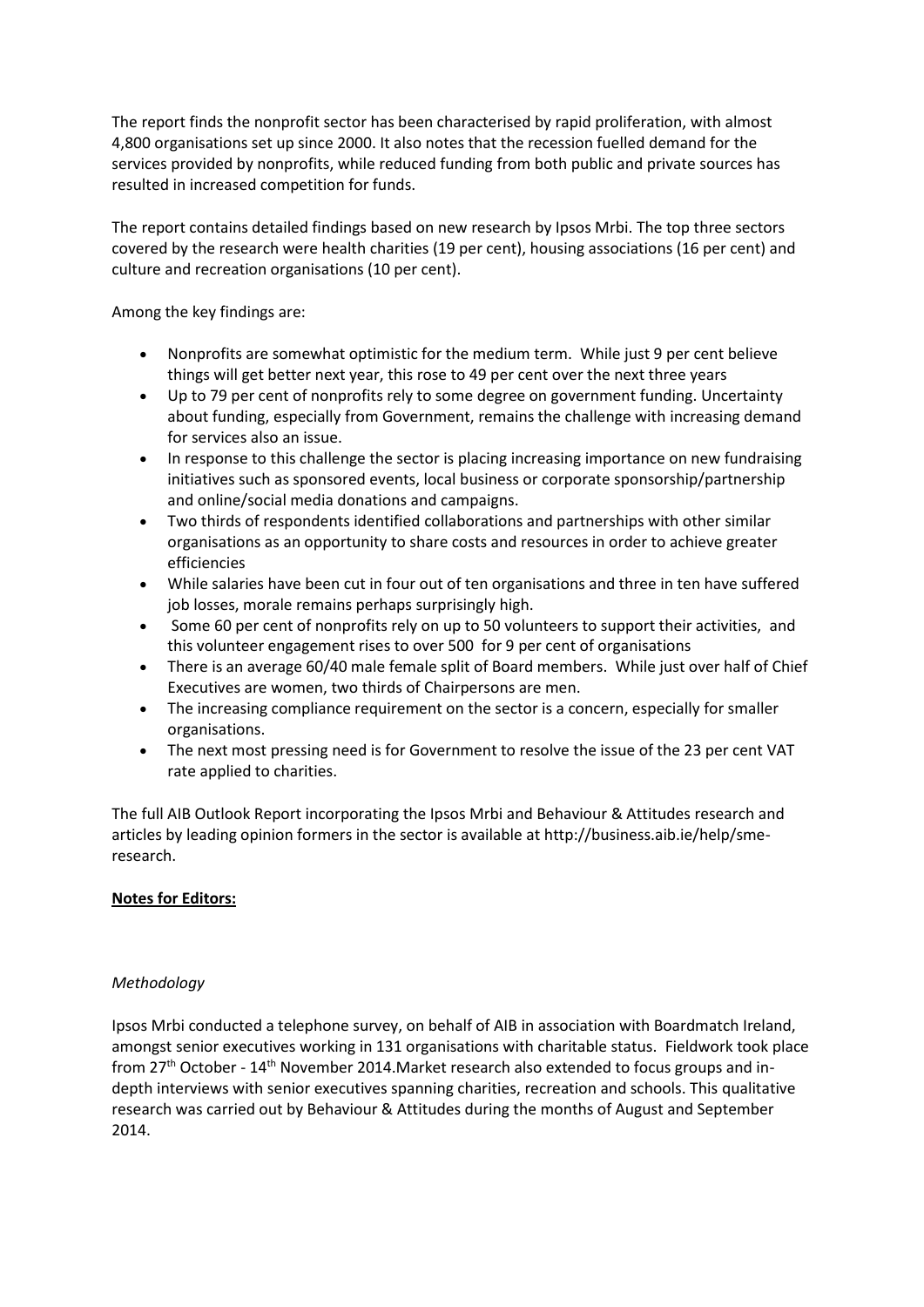The report finds the nonprofit sector has been characterised by rapid proliferation, with almost 4,800 organisations set up since 2000. It also notes that the recession fuelled demand for the services provided by nonprofits, while reduced funding from both public and private sources has resulted in increased competition for funds.

The report contains detailed findings based on new research by Ipsos Mrbi. The top three sectors covered by the research were health charities (19 per cent), housing associations (16 per cent) and culture and recreation organisations (10 per cent).

Among the key findings are:

- Nonprofits are somewhat optimistic for the medium term. While just 9 per cent believe things will get better next year, this rose to 49 per cent over the next three years
- Up to 79 per cent of nonprofits rely to some degree on government funding. Uncertainty about funding, especially from Government, remains the challenge with increasing demand for services also an issue.
- In response to this challenge the sector is placing increasing importance on new fundraising initiatives such as sponsored events, local business or corporate sponsorship/partnership and online/social media donations and campaigns.
- Two thirds of respondents identified collaborations and partnerships with other similar organisations as an opportunity to share costs and resources in order to achieve greater efficiencies
- While salaries have been cut in four out of ten organisations and three in ten have suffered job losses, morale remains perhaps surprisingly high.
- Some 60 per cent of nonprofits rely on up to 50 volunteers to support their activities, and this volunteer engagement rises to over 500 for 9 per cent of organisations
- There is an average 60/40 male female split of Board members. While just over half of Chief Executives are women, two thirds of Chairpersons are men.
- The increasing compliance requirement on the sector is a concern, especially for smaller organisations.
- The next most pressing need is for Government to resolve the issue of the 23 per cent VAT rate applied to charities.

The full AIB Outlook Report incorporating the Ipsos Mrbi and Behaviour & Attitudes research and articles by leading opinion formers in the sector is available at http://business.aib.ie/help/sme-research.

**Notes for Editors:**

*Methodology*

Ipsos Mrbi conducted a telephone survey, on behalf of AIB in association with Boardmatch Ireland, amongst senior executives working in 131 organisations with charitable status. Fieldwork took place from 27th October - 14th November 2014.Market research also extended to focus groups and in-depth interviews with senior executives spanning charities, recreation and schools. This qualitative research was carried out by Behaviour & Attitudes during the months of August and September 2014.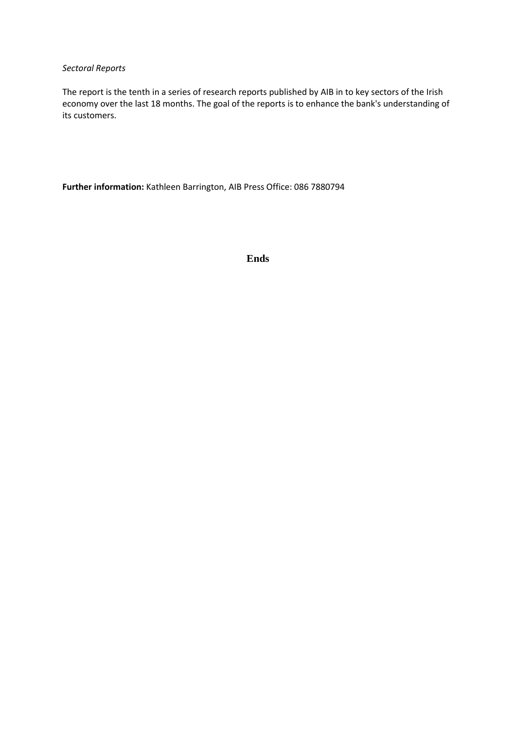*Sectoral Reports*

The report is the tenth in a series of research reports published by AIB in to key sectors of the Irish economy over the last 18 months. The goal of the reports is to enhance the bank's understanding of its customers.

**Further information:** Kathleen Barrington, AIB Press Office: 086 7880794

**Ends**